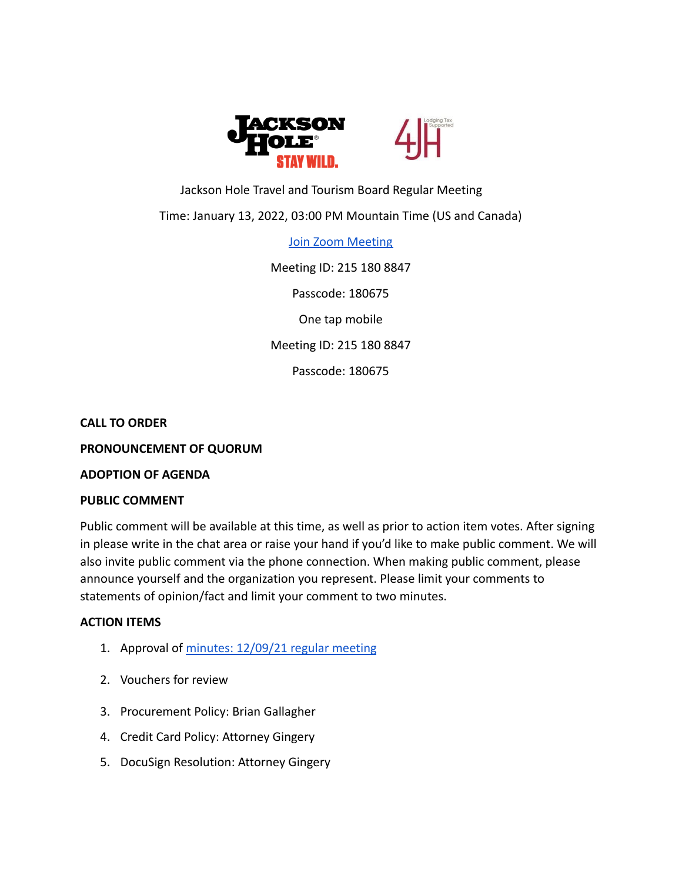Jackson Hole Travel and Tourism Board Regular Meeting

Time: January 13, 2022, 03:00 PM Mountain Time (US and Canada)

Join Zoom Meeting

Meeting ID: 215 180 8847

Passcode: 180675

One tap mobile

Meeting ID: 215 180 8847

Passcode: 180675

**CALL TO ORDER**

**PRONOUNCEMENT OF QUORUM**

**ADOPTION OF AGENDA**

**PUBLIC COMMENT**

Public comment will be available at this time, as well as prior to action item votes. After signing in please write in the chat area or raise your hand if you'd like to make public comment. We will also invite public comment via the phone connection. When making public comment, please announce yourself and the organization you represent. Please limit your comments to statements of opinion/fact and limit your comment to two minutes.

**ACTION ITEMS**

1. Approval of minutes: 12/09/21 regular meeting
2. Vouchers for review
3. Procurement Policy: Brian Gallagher
4. Credit Card Policy: Attorney Gingery
5. DocuSign Resolution: Attorney Gingery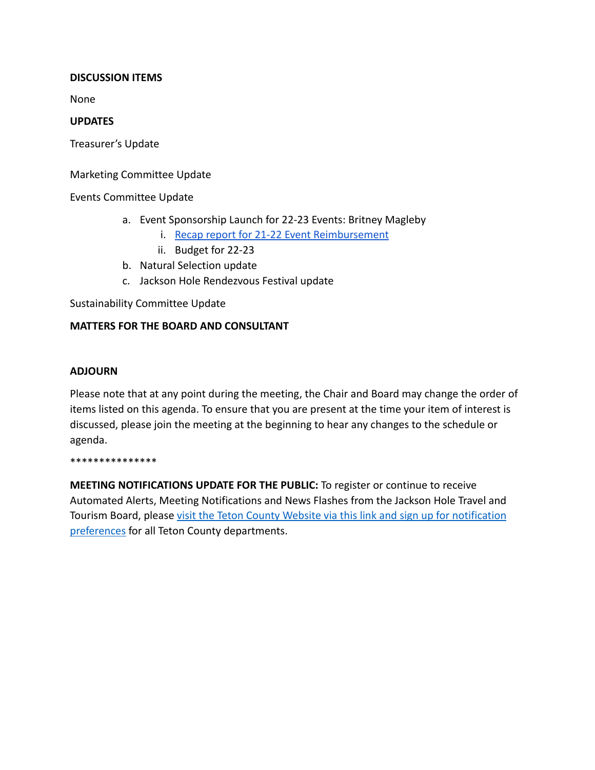**DISCUSSION ITEMS**

None

**UPDATES**

Treasurer's Update

Marketing Committee Update

Events Committee Update

a. Event Sponsorship Launch for 22-23 Events: Britney Magleby
    i. Recap report for 21-22 Event Reimbursement
    ii. Budget for 22-23
b. Natural Selection update
c. Jackson Hole Rendezvous Festival update

Sustainability Committee Update

**MATTERS FOR THE BOARD AND CONSULTANT**

**ADJOURN**

Please note that at any point during the meeting, the Chair and Board may change the order of items listed on this agenda. To ensure that you are present at the time your item of interest is discussed, please join the meeting at the beginning to hear any changes to the schedule or agenda.

***************

**MEETING NOTIFICATIONS UPDATE FOR THE PUBLIC:** To register or continue to receive Automated Alerts, Meeting Notifications and News Flashes from the Jackson Hole Travel and Tourism Board, please visit the Teton County Website via this link and sign up for notification preferences for all Teton County departments.